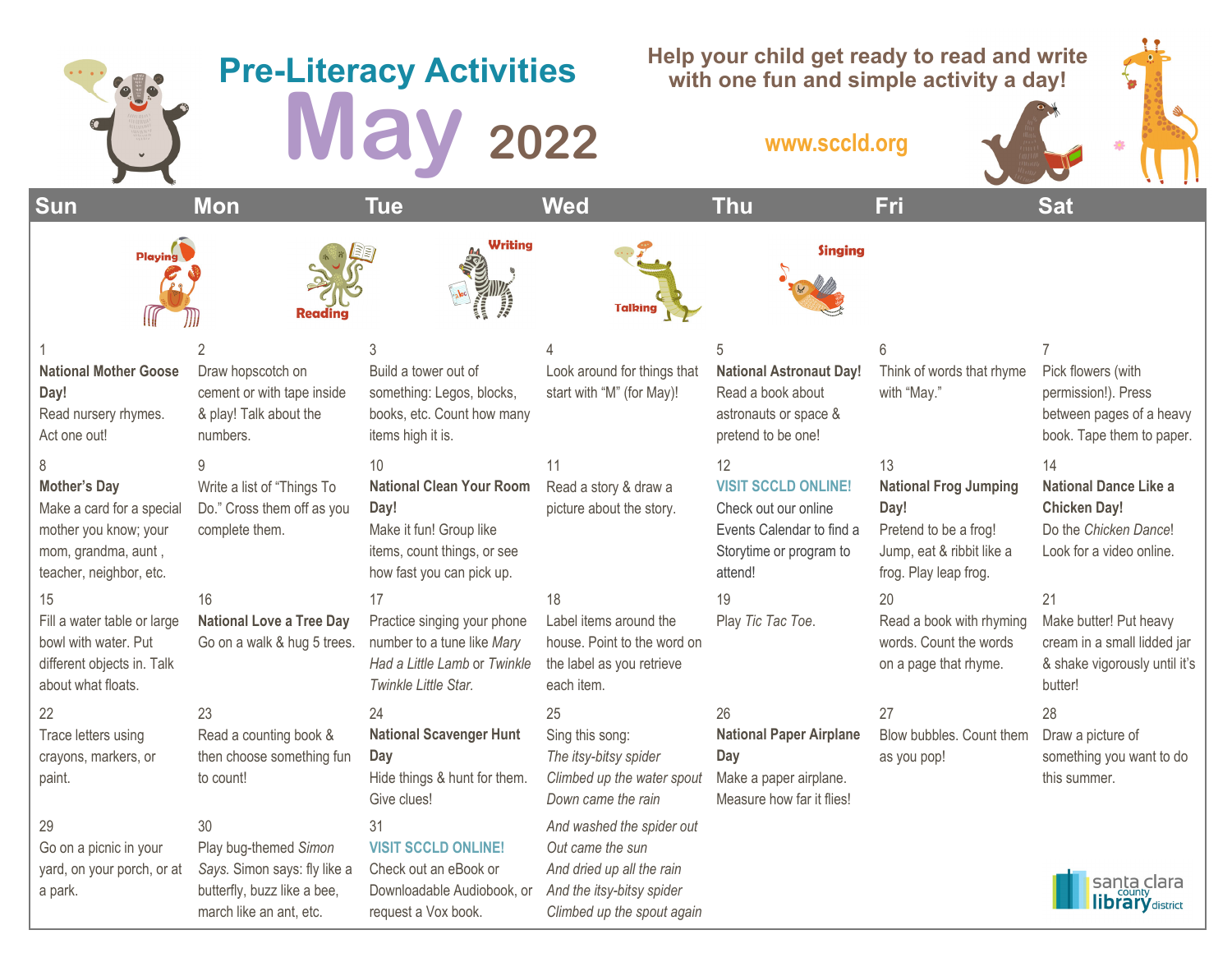# Pre-Literacy Activities

# May 2022

**Help your child get ready to read and write with one fun and simple activity a day!**

www.sccld.org

Playing · Reading · Writing · Talking · Singing

| Sun | Mon | Tue | Wed | Thu | Fri | Sat |
| --- | --- | --- | --- | --- | --- | --- |
| 1 **National Mother Goose Day!** Read nursery rhymes. Act one out! | 2 Draw hopscotch on cement or with tape inside & play! Talk about the numbers. | 3 Build a tower out of something: Legos, blocks, books, etc. Count how many items high it is. | 4 Look around for things that start with "M" (for May)! | 5 **National Astronaut Day!** Read a book about astronauts or space & pretend to be one! | 6 Think of words that rhyme with "May." | 7 Pick flowers (with permission!). Press between pages of a heavy book. Tape them to paper. |
| 8 **Mother's Day** Make a card for a special mother you know; your mom, grandma, aunt , teacher, neighbor, etc. | 9 Write a list of "Things To Do." Cross them off as you complete them. | 10 **National Clean Your Room Day!** Make it fun! Group like items, count things, or see how fast you can pick up. | 11 Read a story & draw a picture about the story. | 12 **VISIT SCCLD ONLINE!** Check out our online Events Calendar to find a Storytime or program to attend! | 13 **National Frog Jumping Day!** Pretend to be a frog! Jump, eat & ribbit like a frog. Play leap frog. | 14 **National Dance Like a Chicken Day!** Do the *Chicken Dance*! Look for a video online. |
| 15 Fill a water table or large bowl with water. Put different objects in. Talk about what floats. | 16 **National Love a Tree Day** Go on a walk & hug 5 trees. | 17 Practice singing your phone number to a tune like *Mary Had a Little Lamb* or *Twinkle Twinkle Little Star.* | 18 Label items around the house. Point to the word on the label as you retrieve each item. | 19 Play *Tic Tac Toe*. | 20 Read a book with rhyming words. Count the words on a page that rhyme. | 21 Make butter! Put heavy cream in a small lidded jar & shake vigorously until it's butter! |
| 22 Trace letters using crayons, markers, or paint. | 23 Read a counting book & then choose something fun to count! | 24 **National Scavenger Hunt Day** Hide things & hunt for them. Give clues! | 25 Sing this song: *The itsy-bitsy spider Climbed up the water spout Down came the rain And washed the spider out Out came the sun And dried up all the rain And the itsy-bitsy spider Climbed up the spout again* | 26 **National Paper Airplane Day** Make a paper airplane. Measure how far it flies! | 27 Blow bubbles. Count them as you pop! | 28 Draw a picture of something you want to do this summer. |
| 29 Go on a picnic in your yard, on your porch, or at a park. | 30 Play bug-themed *Simon Says.* Simon says: fly like a butterfly, buzz like a bee, march like an ant, etc. | 31 **VISIT SCCLD ONLINE!** Check out an eBook or Downloadable Audiobook, or request a Vox book. | | | | |

santa clara county library district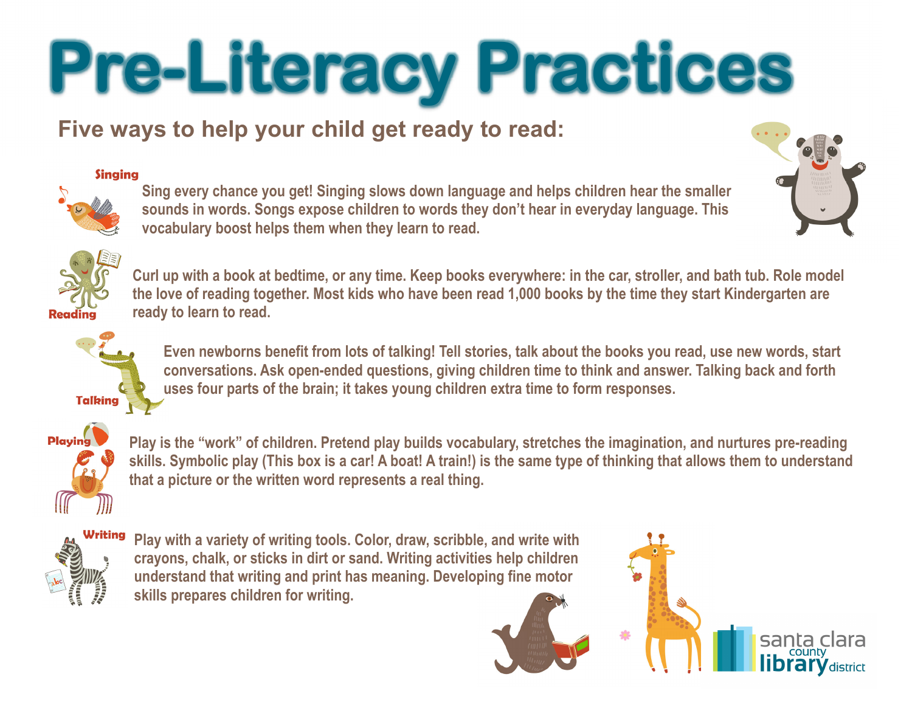# Pre-Literacy Practices

## Five ways to help your child get ready to read:

### Singing

Sing every chance you get! Singing slows down language and helps children hear the smaller sounds in words. Songs expose children to words they don't hear in everyday language. This vocabulary boost helps them when they learn to read.

### Reading

Curl up with a book at bedtime, or any time. Keep books everywhere: in the car, stroller, and bath tub. Role model the love of reading together. Most kids who have been read 1,000 books by the time they start Kindergarten are ready to learn to read.

### Talking

Even newborns benefit from lots of talking! Tell stories, talk about the books you read, use new words, start conversations. Ask open-ended questions, giving children time to think and answer. Talking back and forth uses four parts of the brain; it takes young children extra time to form responses.

### Playing

Play is the "work" of children. Pretend play builds vocabulary, stretches the imagination, and nurtures pre-reading skills. Symbolic play (This box is a car! A boat! A train!) is the same type of thinking that allows them to understand that a picture or the written word represents a real thing.

### Writing

Play with a variety of writing tools. Color, draw, scribble, and write with crayons, chalk, or sticks in dirt or sand. Writing activities help children understand that writing and print has meaning. Developing fine motor skills prepares children for writing.

santa clara county library district